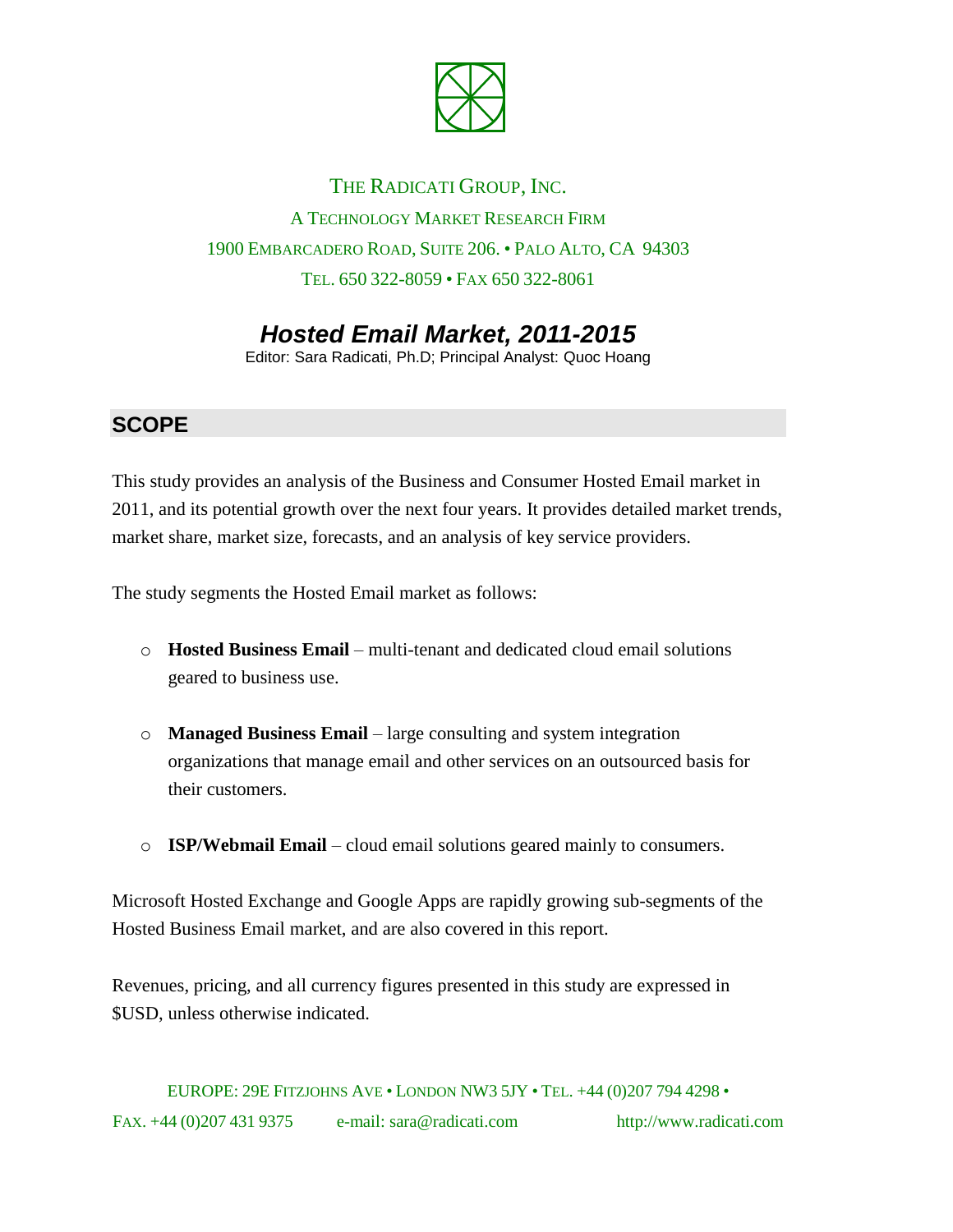THE RADICATI GROUP, INC.

A TECHNOLOGY MARKET RESEARCH FIRM

1900 EMBARCADERO ROAD, SUITE 206. • PALO ALTO, CA 94303

TEL. 650 322-8059 • FAX 650 322-8061

# *Hosted Email Market, 2011-2015*

Editor: Sara Radicati, Ph.D; Principal Analyst: Quoc Hoang

## SCOPE

This study provides an analysis of the Business and Consumer Hosted Email market in 2011, and its potential growth over the next four years. It provides detailed market trends, market share, market size, forecasts, and an analysis of key service providers.

The study segments the Hosted Email market as follows:

- **Hosted Business Email** – multi-tenant and dedicated cloud email solutions geared to business use.
- **Managed Business Email** – large consulting and system integration organizations that manage email and other services on an outsourced basis for their customers.
- **ISP/Webmail Email** – cloud email solutions geared mainly to consumers.

Microsoft Hosted Exchange and Google Apps are rapidly growing sub-segments of the Hosted Business Email market, and are also covered in this report.

Revenues, pricing, and all currency figures presented in this study are expressed in $USD, unless otherwise indicated.

EUROPE: 29E FITZJOHNS AVE • LONDON NW3 5JY • TEL. +44 (0)207 794 4298 • FAX. +44 (0)207 431 9375 e-mail: sara@radicati.com http://www.radicati.com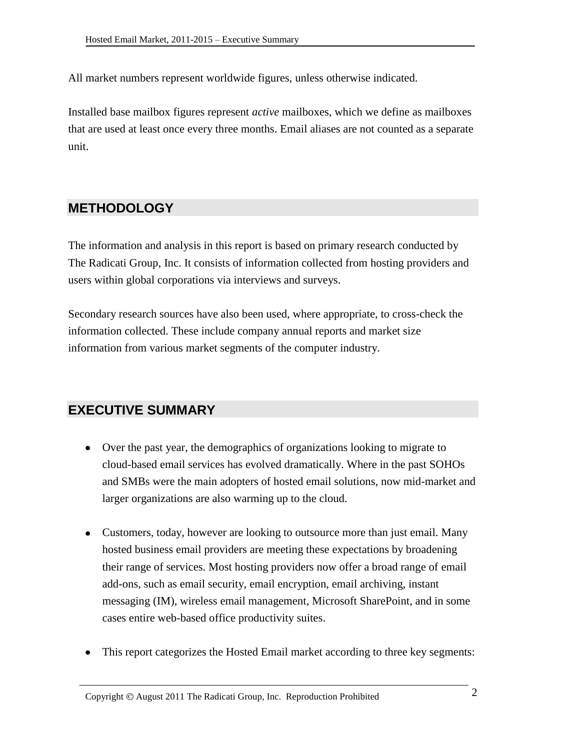All market numbers represent worldwide figures, unless otherwise indicated.

Installed base mailbox figures represent *active* mailboxes, which we define as mailboxes that are used at least once every three months. Email aliases are not counted as a separate unit.

## METHODOLOGY

The information and analysis in this report is based on primary research conducted by The Radicati Group, Inc. It consists of information collected from hosting providers and users within global corporations via interviews and surveys.

Secondary research sources have also been used, where appropriate, to cross-check the information collected. These include company annual reports and market size information from various market segments of the computer industry.

## EXECUTIVE SUMMARY

- Over the past year, the demographics of organizations looking to migrate to cloud-based email services has evolved dramatically. Where in the past SOHOs and SMBs were the main adopters of hosted email solutions, now mid-market and larger organizations are also warming up to the cloud.

- Customers, today, however are looking to outsource more than just email. Many hosted business email providers are meeting these expectations by broadening their range of services. Most hosting providers now offer a broad range of email add-ons, such as email security, email encryption, email archiving, instant messaging (IM), wireless email management, Microsoft SharePoint, and in some cases entire web-based office productivity suites.

- This report categorizes the Hosted Email market according to three key segments: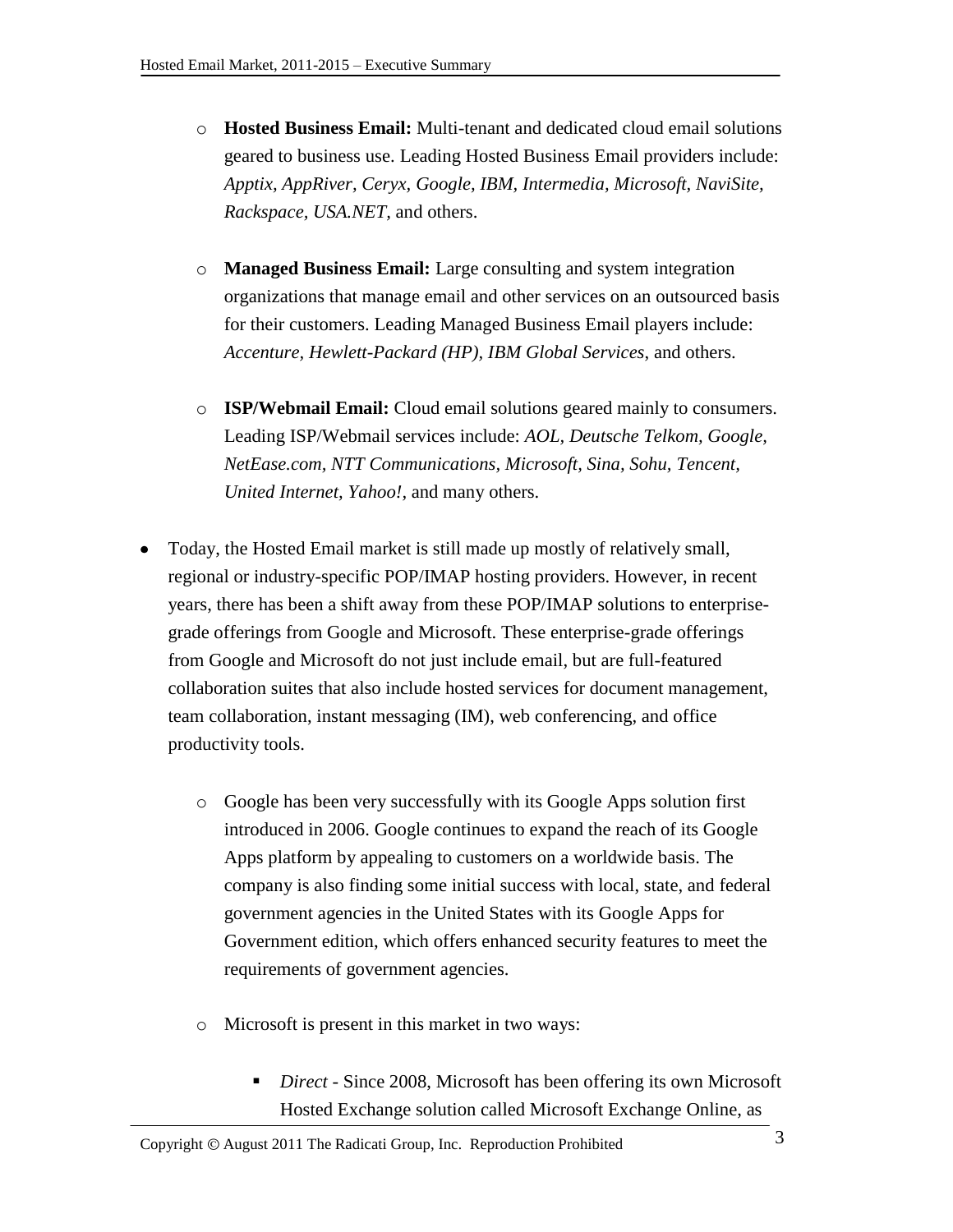- **Hosted Business Email:** Multi-tenant and dedicated cloud email solutions geared to business use. Leading Hosted Business Email providers include: *Apptix, AppRiver, Ceryx, Google, IBM, Intermedia, Microsoft, NaviSite, Rackspace, USA.NET*, and others.

  - **Managed Business Email:** Large consulting and system integration organizations that manage email and other services on an outsourced basis for their customers. Leading Managed Business Email players include: *Accenture, Hewlett-Packard (HP), IBM Global Services*, and others.

  - **ISP/Webmail Email:** Cloud email solutions geared mainly to consumers. Leading ISP/Webmail services include: *AOL, Deutsche Telkom, Google, NetEase.com, NTT Communications, Microsoft, Sina, Sohu, Tencent, United Internet, Yahoo!,* and many others.

- Today, the Hosted Email market is still made up mostly of relatively small, regional or industry-specific POP/IMAP hosting providers. However, in recent years, there has been a shift away from these POP/IMAP solutions to enterprise-grade offerings from Google and Microsoft. These enterprise-grade offerings from Google and Microsoft do not just include email, but are full-featured collaboration suites that also include hosted services for document management, team collaboration, instant messaging (IM), web conferencing, and office productivity tools.

  - Google has been very successfully with its Google Apps solution first introduced in 2006. Google continues to expand the reach of its Google Apps platform by appealing to customers on a worldwide basis. The company is also finding some initial success with local, state, and federal government agencies in the United States with its Google Apps for Government edition, which offers enhanced security features to meet the requirements of government agencies.

  - Microsoft is present in this market in two ways:

    - *Direct* - Since 2008, Microsoft has been offering its own Microsoft Hosted Exchange solution called Microsoft Exchange Online, as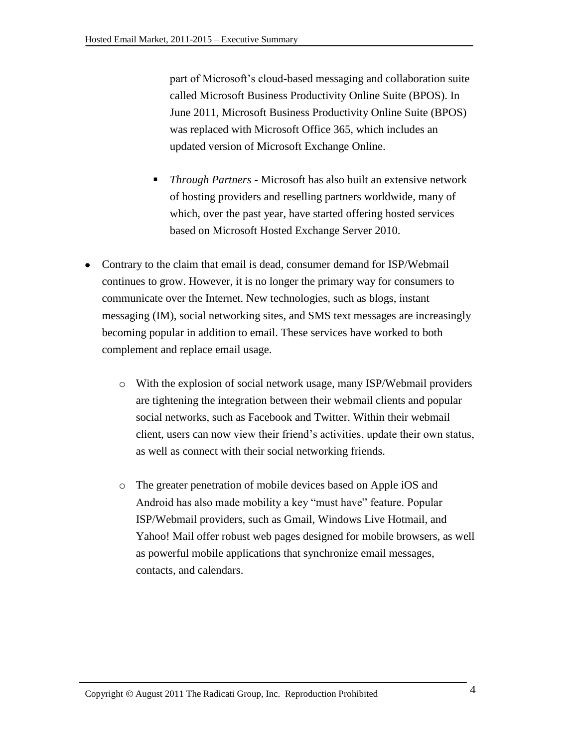part of Microsoft's cloud-based messaging and collaboration suite called Microsoft Business Productivity Online Suite (BPOS). In June 2011, Microsoft Business Productivity Online Suite (BPOS) was replaced with Microsoft Office 365, which includes an updated version of Microsoft Exchange Online.

    - *Through Partners* - Microsoft has also built an extensive network of hosting providers and reselling partners worldwide, many of which, over the past year, have started offering hosted services based on Microsoft Hosted Exchange Server 2010.

- Contrary to the claim that email is dead, consumer demand for ISP/Webmail continues to grow. However, it is no longer the primary way for consumers to communicate over the Internet. New technologies, such as blogs, instant messaging (IM), social networking sites, and SMS text messages are increasingly becoming popular in addition to email. These services have worked to both complement and replace email usage.

    - With the explosion of social network usage, many ISP/Webmail providers are tightening the integration between their webmail clients and popular social networks, such as Facebook and Twitter. Within their webmail client, users can now view their friend's activities, update their own status, as well as connect with their social networking friends.

    - The greater penetration of mobile devices based on Apple iOS and Android has also made mobility a key "must have" feature. Popular ISP/Webmail providers, such as Gmail, Windows Live Hotmail, and Yahoo! Mail offer robust web pages designed for mobile browsers, as well as powerful mobile applications that synchronize email messages, contacts, and calendars.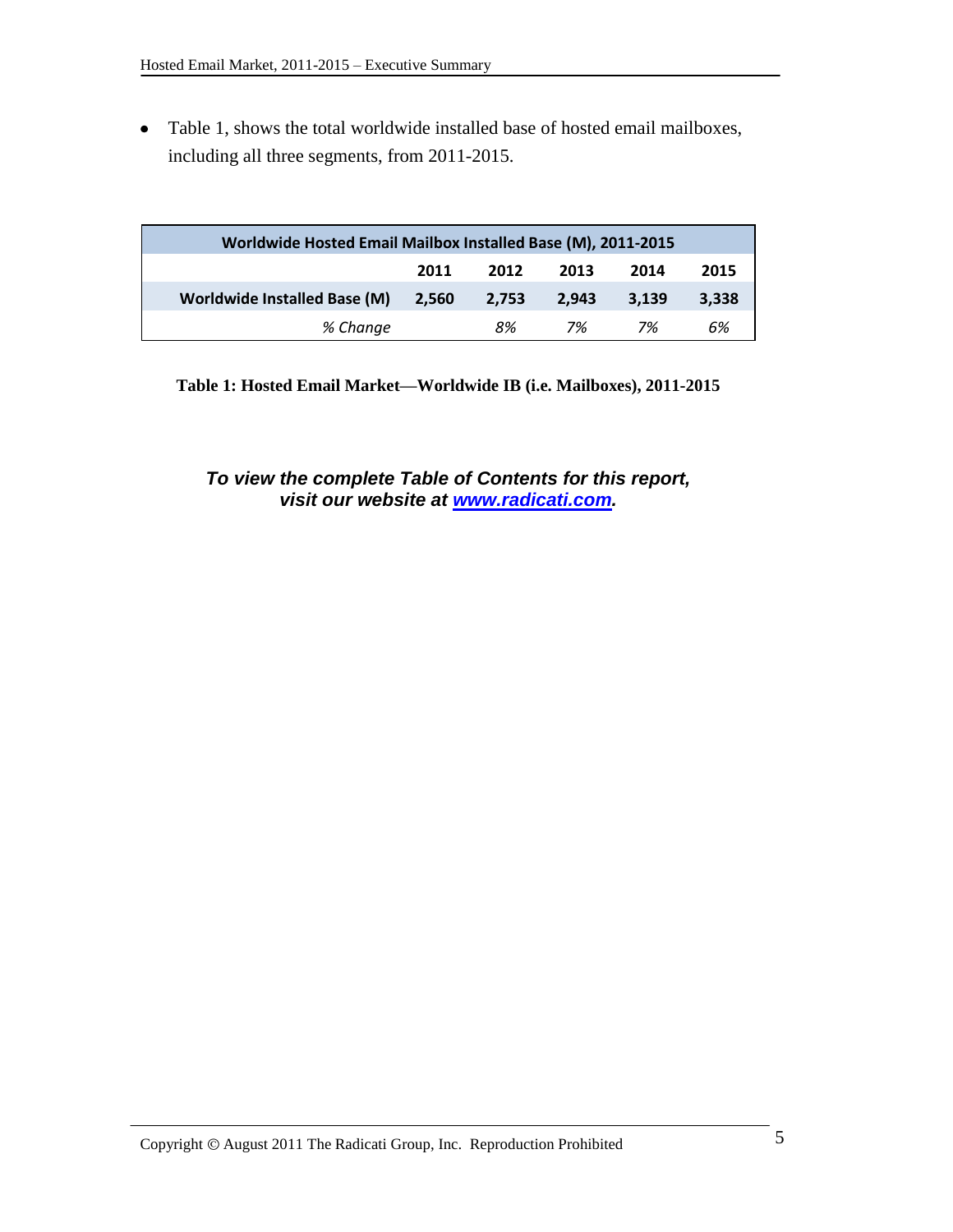- Table 1, shows the total worldwide installed base of hosted email mailboxes, including all three segments, from 2011-2015.

| Worldwide Hosted Email Mailbox Installed Base (M), 2011-2015 | | | | | |
|---|---|---|---|---|---|
| | **2011** | **2012** | **2013** | **2014** | **2015** |
| **Worldwide Installed Base (M)** | **2,560** | **2,753** | **2,943** | **3,139** | **3,338** |
| *% Change* | | *8%* | *7%* | *7%* | *6%* |

**Table 1: Hosted Email Market—Worldwide IB (i.e. Mailboxes), 2011-2015**

***To view the complete Table of Contents for this report, visit our website at [www.radicati.com](http://www.radicati.com).***